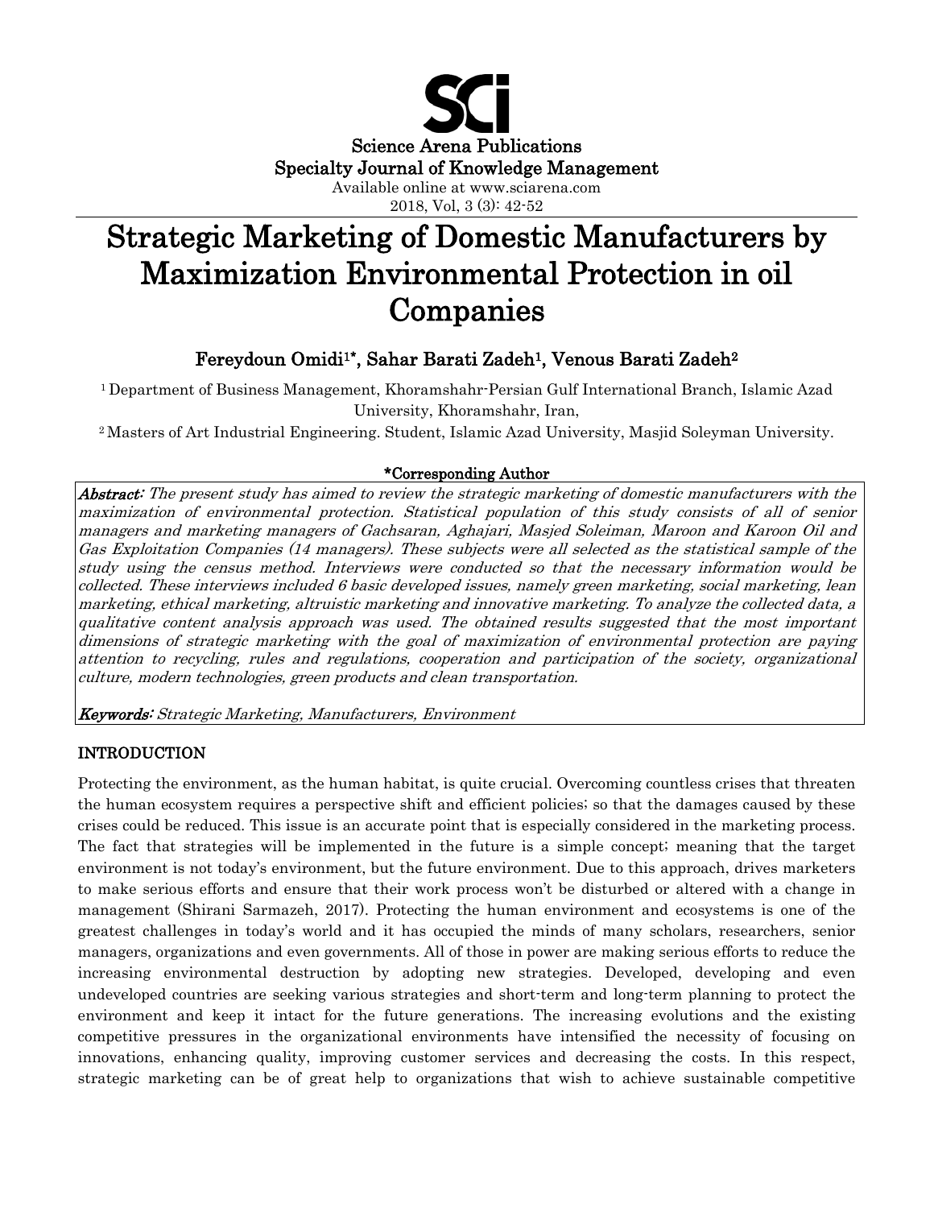Science Arena Publications
Specialty Journal of Knowledge Management
Available online at www.sciarena.com
2018, Vol, 3 (3): 42-52

# Strategic Marketing of Domestic Manufacturers by Maximization Environmental Protection in oil Companies

**Fereydoun Omidi[1]*, Sahar Barati Zadeh[1], Venous Barati Zadeh[2]**

[1] Department of Business Management, Khoramshahr-Persian Gulf International Branch, Islamic Azad University, Khoramshahr, Iran,

[2] Masters of Art Industrial Engineering. Student, Islamic Azad University, Masjid Soleyman University.

**\*Corresponding Author**

***Abstract:*** *The present study has aimed to review the strategic marketing of domestic manufacturers with the maximization of environmental protection. Statistical population of this study consists of all of senior managers and marketing managers of Gachsaran, Aghajari, Masjed Soleiman, Maroon and Karoon Oil and Gas Exploitation Companies (14 managers). These subjects were all selected as the statistical sample of the study using the census method. Interviews were conducted so that the necessary information would be collected. These interviews included 6 basic developed issues, namely green marketing, social marketing, lean marketing, ethical marketing, altruistic marketing and innovative marketing. To analyze the collected data, a qualitative content analysis approach was used. The obtained results suggested that the most important dimensions of strategic marketing with the goal of maximization of environmental protection are paying attention to recycling, rules and regulations, cooperation and participation of the society, organizational culture, modern technologies, green products and clean transportation.*

***Keywords:*** *Strategic Marketing, Manufacturers, Environment*

## INTRODUCTION

Protecting the environment, as the human habitat, is quite crucial. Overcoming countless crises that threaten the human ecosystem requires a perspective shift and efficient policies; so that the damages caused by these crises could be reduced. This issue is an accurate point that is especially considered in the marketing process. The fact that strategies will be implemented in the future is a simple concept; meaning that the target environment is not today's environment, but the future environment. Due to this approach, drives marketers to make serious efforts and ensure that their work process won't be disturbed or altered with a change in management (Shirani Sarmazeh, 2017). Protecting the human environment and ecosystems is one of the greatest challenges in today's world and it has occupied the minds of many scholars, researchers, senior managers, organizations and even governments. All of those in power are making serious efforts to reduce the increasing environmental destruction by adopting new strategies. Developed, developing and even undeveloped countries are seeking various strategies and short-term and long-term planning to protect the environment and keep it intact for the future generations. The increasing evolutions and the existing competitive pressures in the organizational environments have intensified the necessity of focusing on innovations, enhancing quality, improving customer services and decreasing the costs. In this respect, strategic marketing can be of great help to organizations that wish to achieve sustainable competitive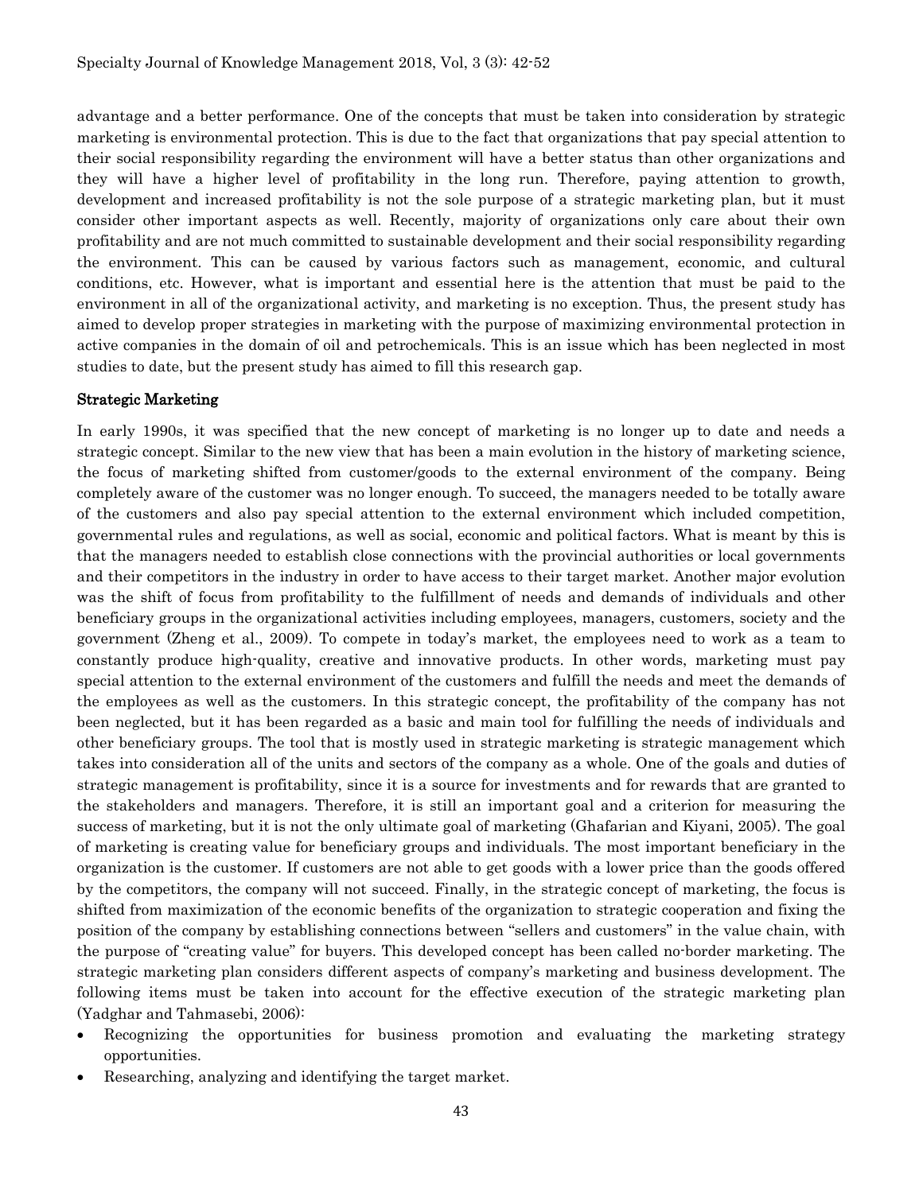advantage and a better performance. One of the concepts that must be taken into consideration by strategic marketing is environmental protection. This is due to the fact that organizations that pay special attention to their social responsibility regarding the environment will have a better status than other organizations and they will have a higher level of profitability in the long run. Therefore, paying attention to growth, development and increased profitability is not the sole purpose of a strategic marketing plan, but it must consider other important aspects as well. Recently, majority of organizations only care about their own profitability and are not much committed to sustainable development and their social responsibility regarding the environment. This can be caused by various factors such as management, economic, and cultural conditions, etc. However, what is important and essential here is the attention that must be paid to the environment in all of the organizational activity, and marketing is no exception. Thus, the present study has aimed to develop proper strategies in marketing with the purpose of maximizing environmental protection in active companies in the domain of oil and petrochemicals. This is an issue which has been neglected in most studies to date, but the present study has aimed to fill this research gap.

## Strategic Marketing

In early 1990s, it was specified that the new concept of marketing is no longer up to date and needs a strategic concept. Similar to the new view that has been a main evolution in the history of marketing science, the focus of marketing shifted from customer/goods to the external environment of the company. Being completely aware of the customer was no longer enough. To succeed, the managers needed to be totally aware of the customers and also pay special attention to the external environment which included competition, governmental rules and regulations, as well as social, economic and political factors. What is meant by this is that the managers needed to establish close connections with the provincial authorities or local governments and their competitors in the industry in order to have access to their target market. Another major evolution was the shift of focus from profitability to the fulfillment of needs and demands of individuals and other beneficiary groups in the organizational activities including employees, managers, customers, society and the government (Zheng et al., 2009). To compete in today's market, the employees need to work as a team to constantly produce high-quality, creative and innovative products. In other words, marketing must pay special attention to the external environment of the customers and fulfill the needs and meet the demands of the employees as well as the customers. In this strategic concept, the profitability of the company has not been neglected, but it has been regarded as a basic and main tool for fulfilling the needs of individuals and other beneficiary groups. The tool that is mostly used in strategic marketing is strategic management which takes into consideration all of the units and sectors of the company as a whole. One of the goals and duties of strategic management is profitability, since it is a source for investments and for rewards that are granted to the stakeholders and managers. Therefore, it is still an important goal and a criterion for measuring the success of marketing, but it is not the only ultimate goal of marketing (Ghafarian and Kiyani, 2005). The goal of marketing is creating value for beneficiary groups and individuals. The most important beneficiary in the organization is the customer. If customers are not able to get goods with a lower price than the goods offered by the competitors, the company will not succeed. Finally, in the strategic concept of marketing, the focus is shifted from maximization of the economic benefits of the organization to strategic cooperation and fixing the position of the company by establishing connections between "sellers and customers" in the value chain, with the purpose of "creating value" for buyers. This developed concept has been called no-border marketing. The strategic marketing plan considers different aspects of company's marketing and business development. The following items must be taken into account for the effective execution of the strategic marketing plan (Yadghar and Tahmasebi, 2006):

- Recognizing the opportunities for business promotion and evaluating the marketing strategy opportunities.
- Researching, analyzing and identifying the target market.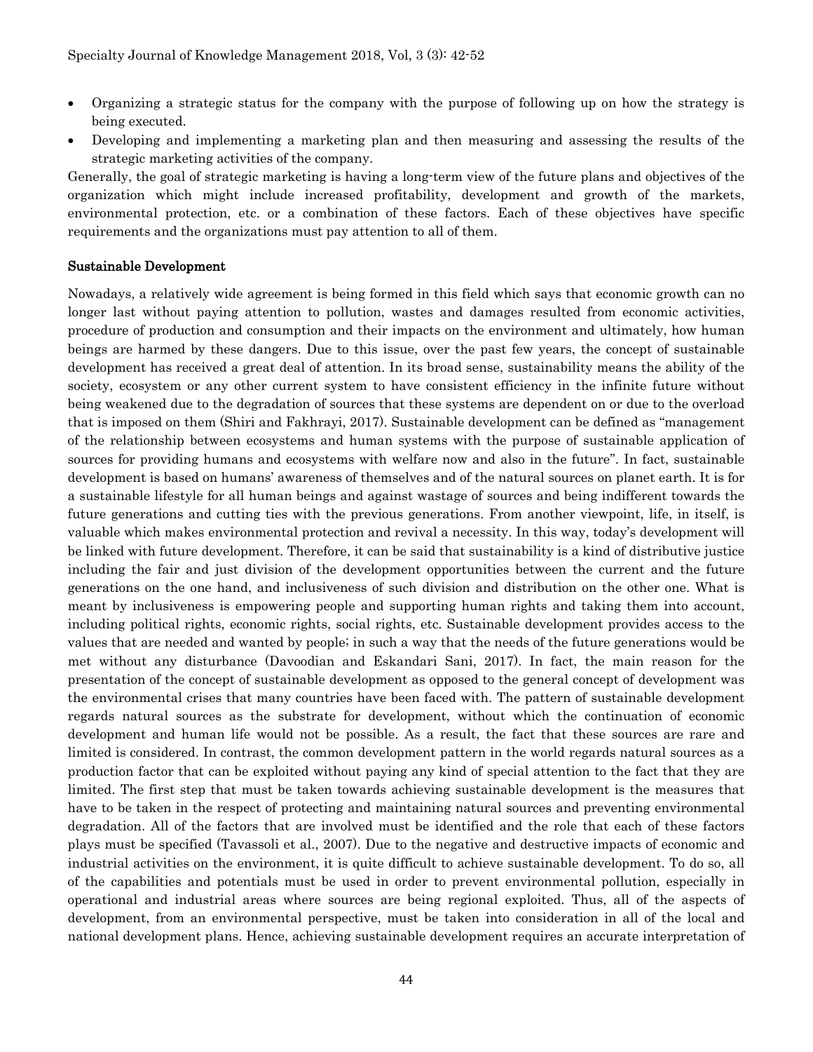- Organizing a strategic status for the company with the purpose of following up on how the strategy is being executed.
- Developing and implementing a marketing plan and then measuring and assessing the results of the strategic marketing activities of the company.

Generally, the goal of strategic marketing is having a long-term view of the future plans and objectives of the organization which might include increased profitability, development and growth of the markets, environmental protection, etc. or a combination of these factors. Each of these objectives have specific requirements and the organizations must pay attention to all of them.

## Sustainable Development

Nowadays, a relatively wide agreement is being formed in this field which says that economic growth can no longer last without paying attention to pollution, wastes and damages resulted from economic activities, procedure of production and consumption and their impacts on the environment and ultimately, how human beings are harmed by these dangers. Due to this issue, over the past few years, the concept of sustainable development has received a great deal of attention. In its broad sense, sustainability means the ability of the society, ecosystem or any other current system to have consistent efficiency in the infinite future without being weakened due to the degradation of sources that these systems are dependent on or due to the overload that is imposed on them (Shiri and Fakhrayi, 2017). Sustainable development can be defined as "management of the relationship between ecosystems and human systems with the purpose of sustainable application of sources for providing humans and ecosystems with welfare now and also in the future". In fact, sustainable development is based on humans' awareness of themselves and of the natural sources on planet earth. It is for a sustainable lifestyle for all human beings and against wastage of sources and being indifferent towards the future generations and cutting ties with the previous generations. From another viewpoint, life, in itself, is valuable which makes environmental protection and revival a necessity. In this way, today's development will be linked with future development. Therefore, it can be said that sustainability is a kind of distributive justice including the fair and just division of the development opportunities between the current and the future generations on the one hand, and inclusiveness of such division and distribution on the other one. What is meant by inclusiveness is empowering people and supporting human rights and taking them into account, including political rights, economic rights, social rights, etc. Sustainable development provides access to the values that are needed and wanted by people; in such a way that the needs of the future generations would be met without any disturbance (Davoodian and Eskandari Sani, 2017). In fact, the main reason for the presentation of the concept of sustainable development as opposed to the general concept of development was the environmental crises that many countries have been faced with. The pattern of sustainable development regards natural sources as the substrate for development, without which the continuation of economic development and human life would not be possible. As a result, the fact that these sources are rare and limited is considered. In contrast, the common development pattern in the world regards natural sources as a production factor that can be exploited without paying any kind of special attention to the fact that they are limited. The first step that must be taken towards achieving sustainable development is the measures that have to be taken in the respect of protecting and maintaining natural sources and preventing environmental degradation. All of the factors that are involved must be identified and the role that each of these factors plays must be specified (Tavassoli et al., 2007). Due to the negative and destructive impacts of economic and industrial activities on the environment, it is quite difficult to achieve sustainable development. To do so, all of the capabilities and potentials must be used in order to prevent environmental pollution, especially in operational and industrial areas where sources are being regional exploited. Thus, all of the aspects of development, from an environmental perspective, must be taken into consideration in all of the local and national development plans. Hence, achieving sustainable development requires an accurate interpretation of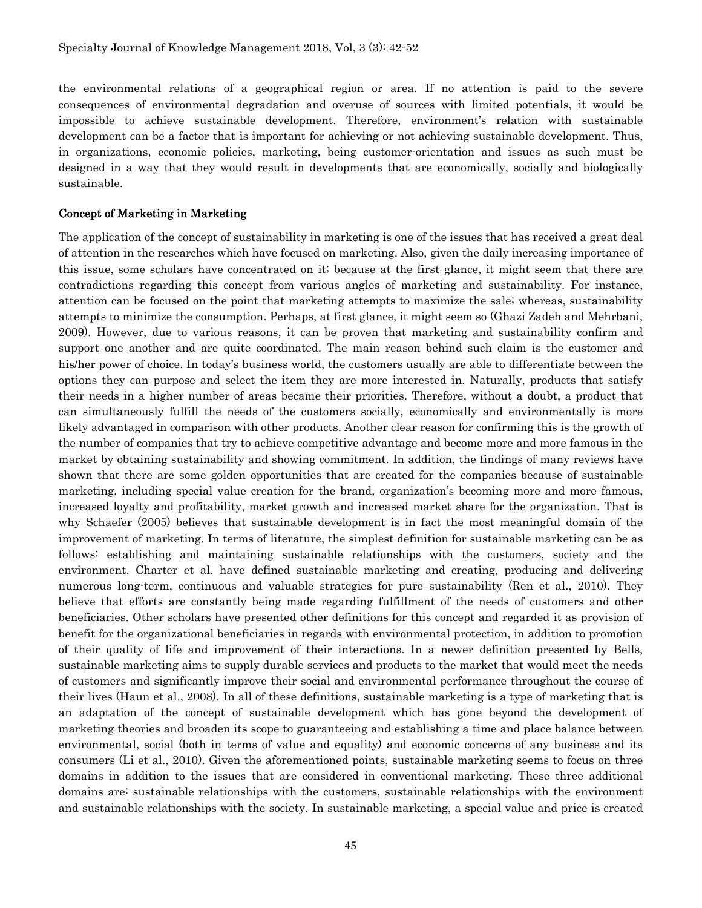the environmental relations of a geographical region or area. If no attention is paid to the severe consequences of environmental degradation and overuse of sources with limited potentials, it would be impossible to achieve sustainable development. Therefore, environment's relation with sustainable development can be a factor that is important for achieving or not achieving sustainable development. Thus, in organizations, economic policies, marketing, being customer-orientation and issues as such must be designed in a way that they would result in developments that are economically, socially and biologically sustainable.

## Concept of Marketing in Marketing

The application of the concept of sustainability in marketing is one of the issues that has received a great deal of attention in the researches which have focused on marketing. Also, given the daily increasing importance of this issue, some scholars have concentrated on it; because at the first glance, it might seem that there are contradictions regarding this concept from various angles of marketing and sustainability. For instance, attention can be focused on the point that marketing attempts to maximize the sale; whereas, sustainability attempts to minimize the consumption. Perhaps, at first glance, it might seem so (Ghazi Zadeh and Mehrbani, 2009). However, due to various reasons, it can be proven that marketing and sustainability confirm and support one another and are quite coordinated. The main reason behind such claim is the customer and his/her power of choice. In today's business world, the customers usually are able to differentiate between the options they can purpose and select the item they are more interested in. Naturally, products that satisfy their needs in a higher number of areas became their priorities. Therefore, without a doubt, a product that can simultaneously fulfill the needs of the customers socially, economically and environmentally is more likely advantaged in comparison with other products. Another clear reason for confirming this is the growth of the number of companies that try to achieve competitive advantage and become more and more famous in the market by obtaining sustainability and showing commitment. In addition, the findings of many reviews have shown that there are some golden opportunities that are created for the companies because of sustainable marketing, including special value creation for the brand, organization's becoming more and more famous, increased loyalty and profitability, market growth and increased market share for the organization. That is why Schaefer (2005) believes that sustainable development is in fact the most meaningful domain of the improvement of marketing. In terms of literature, the simplest definition for sustainable marketing can be as follows: establishing and maintaining sustainable relationships with the customers, society and the environment. Charter et al. have defined sustainable marketing and creating, producing and delivering numerous long-term, continuous and valuable strategies for pure sustainability (Ren et al., 2010). They believe that efforts are constantly being made regarding fulfillment of the needs of customers and other beneficiaries. Other scholars have presented other definitions for this concept and regarded it as provision of benefit for the organizational beneficiaries in regards with environmental protection, in addition to promotion of their quality of life and improvement of their interactions. In a newer definition presented by Bells, sustainable marketing aims to supply durable services and products to the market that would meet the needs of customers and significantly improve their social and environmental performance throughout the course of their lives (Haun et al., 2008). In all of these definitions, sustainable marketing is a type of marketing that is an adaptation of the concept of sustainable development which has gone beyond the development of marketing theories and broaden its scope to guaranteeing and establishing a time and place balance between environmental, social (both in terms of value and equality) and economic concerns of any business and its consumers (Li et al., 2010). Given the aforementioned points, sustainable marketing seems to focus on three domains in addition to the issues that are considered in conventional marketing. These three additional domains are: sustainable relationships with the customers, sustainable relationships with the environment and sustainable relationships with the society. In sustainable marketing, a special value and price is created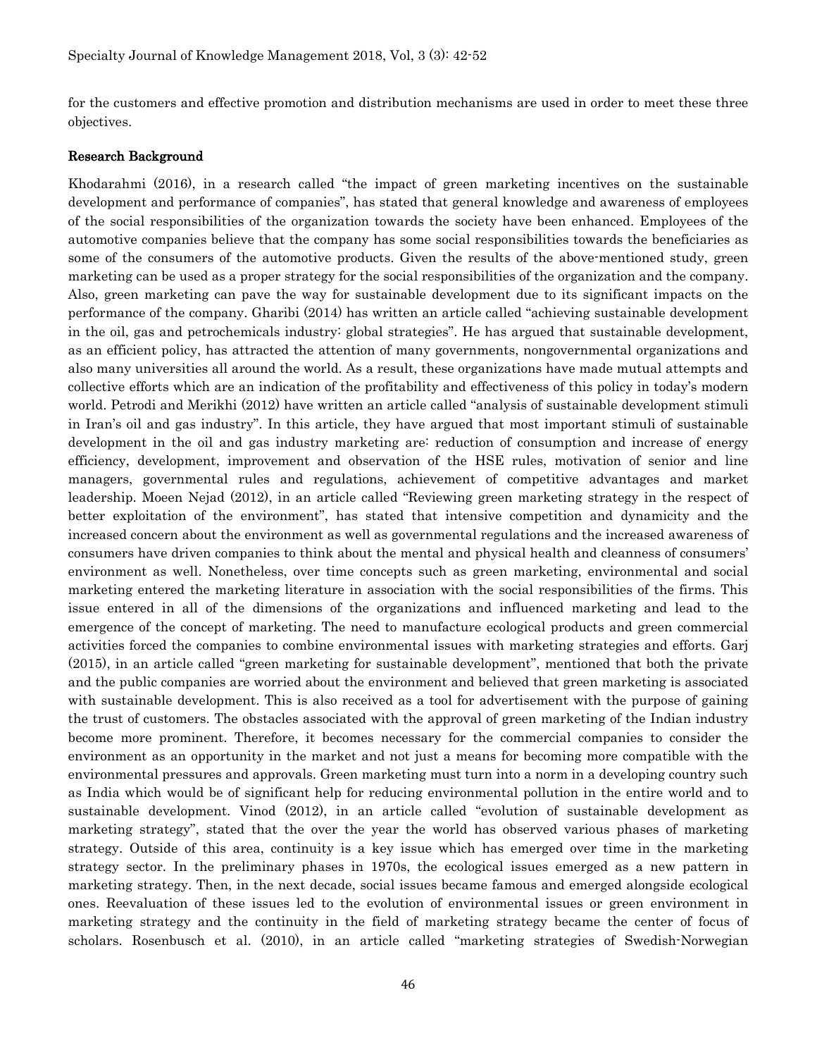for the customers and effective promotion and distribution mechanisms are used in order to meet these three objectives.

## Research Background

Khodarahmi (2016), in a research called "the impact of green marketing incentives on the sustainable development and performance of companies", has stated that general knowledge and awareness of employees of the social responsibilities of the organization towards the society have been enhanced. Employees of the automotive companies believe that the company has some social responsibilities towards the beneficiaries as some of the consumers of the automotive products. Given the results of the above-mentioned study, green marketing can be used as a proper strategy for the social responsibilities of the organization and the company. Also, green marketing can pave the way for sustainable development due to its significant impacts on the performance of the company. Gharibi (2014) has written an article called "achieving sustainable development in the oil, gas and petrochemicals industry: global strategies". He has argued that sustainable development, as an efficient policy, has attracted the attention of many governments, nongovernmental organizations and also many universities all around the world. As a result, these organizations have made mutual attempts and collective efforts which are an indication of the profitability and effectiveness of this policy in today's modern world. Petrodi and Merikhi (2012) have written an article called "analysis of sustainable development stimuli in Iran's oil and gas industry". In this article, they have argued that most important stimuli of sustainable development in the oil and gas industry marketing are: reduction of consumption and increase of energy efficiency, development, improvement and observation of the HSE rules, motivation of senior and line managers, governmental rules and regulations, achievement of competitive advantages and market leadership. Moeen Nejad (2012), in an article called "Reviewing green marketing strategy in the respect of better exploitation of the environment", has stated that intensive competition and dynamicity and the increased concern about the environment as well as governmental regulations and the increased awareness of consumers have driven companies to think about the mental and physical health and cleanness of consumers' environment as well. Nonetheless, over time concepts such as green marketing, environmental and social marketing entered the marketing literature in association with the social responsibilities of the firms. This issue entered in all of the dimensions of the organizations and influenced marketing and lead to the emergence of the concept of marketing. The need to manufacture ecological products and green commercial activities forced the companies to combine environmental issues with marketing strategies and efforts. Garj (2015), in an article called "green marketing for sustainable development", mentioned that both the private and the public companies are worried about the environment and believed that green marketing is associated with sustainable development. This is also received as a tool for advertisement with the purpose of gaining the trust of customers. The obstacles associated with the approval of green marketing of the Indian industry become more prominent. Therefore, it becomes necessary for the commercial companies to consider the environment as an opportunity in the market and not just a means for becoming more compatible with the environmental pressures and approvals. Green marketing must turn into a norm in a developing country such as India which would be of significant help for reducing environmental pollution in the entire world and to sustainable development. Vinod (2012), in an article called "evolution of sustainable development as marketing strategy", stated that the over the year the world has observed various phases of marketing strategy. Outside of this area, continuity is a key issue which has emerged over time in the marketing strategy sector. In the preliminary phases in 1970s, the ecological issues emerged as a new pattern in marketing strategy. Then, in the next decade, social issues became famous and emerged alongside ecological ones. Reevaluation of these issues led to the evolution of environmental issues or green environment in marketing strategy and the continuity in the field of marketing strategy became the center of focus of scholars. Rosenbusch et al. (2010), in an article called "marketing strategies of Swedish-Norwegian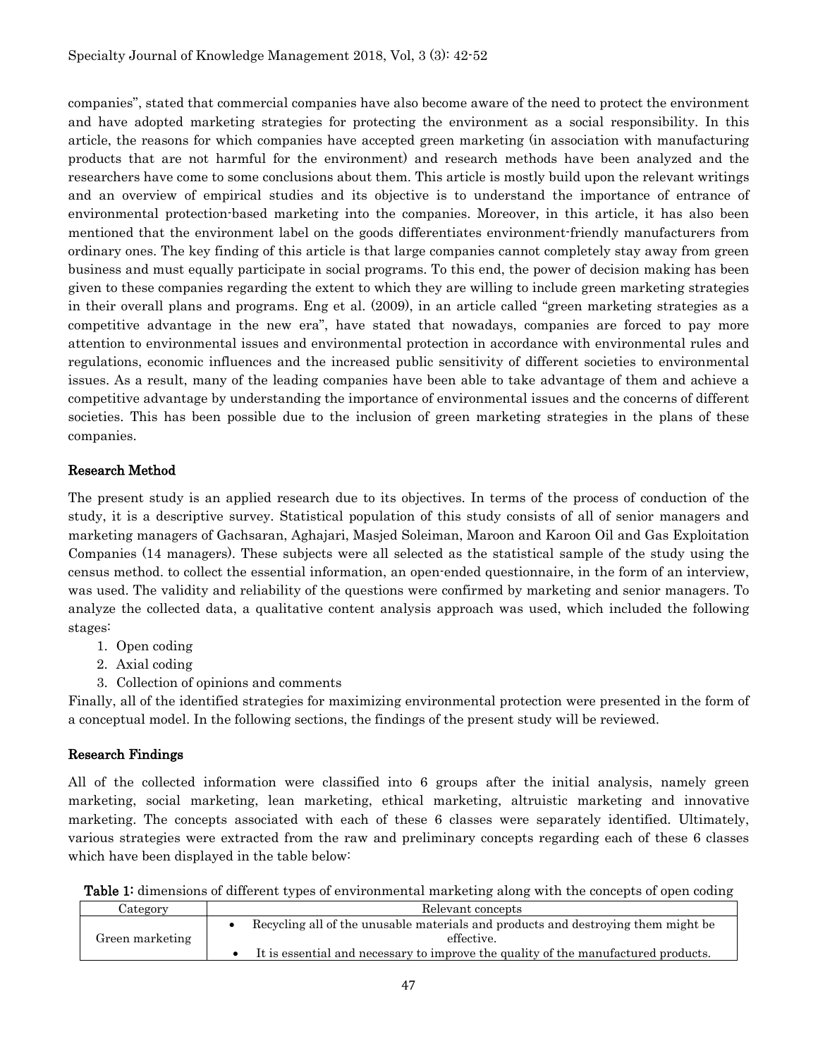companies", stated that commercial companies have also become aware of the need to protect the environment and have adopted marketing strategies for protecting the environment as a social responsibility. In this article, the reasons for which companies have accepted green marketing (in association with manufacturing products that are not harmful for the environment) and research methods have been analyzed and the researchers have come to some conclusions about them. This article is mostly build upon the relevant writings and an overview of empirical studies and its objective is to understand the importance of entrance of environmental protection-based marketing into the companies. Moreover, in this article, it has also been mentioned that the environment label on the goods differentiates environment-friendly manufacturers from ordinary ones. The key finding of this article is that large companies cannot completely stay away from green business and must equally participate in social programs. To this end, the power of decision making has been given to these companies regarding the extent to which they are willing to include green marketing strategies in their overall plans and programs. Eng et al. (2009), in an article called "green marketing strategies as a competitive advantage in the new era", have stated that nowadays, companies are forced to pay more attention to environmental issues and environmental protection in accordance with environmental rules and regulations, economic influences and the increased public sensitivity of different societies to environmental issues. As a result, many of the leading companies have been able to take advantage of them and achieve a competitive advantage by understanding the importance of environmental issues and the concerns of different societies. This has been possible due to the inclusion of green marketing strategies in the plans of these companies.

## Research Method

The present study is an applied research due to its objectives. In terms of the process of conduction of the study, it is a descriptive survey. Statistical population of this study consists of all of senior managers and marketing managers of Gachsaran, Aghajari, Masjed Soleiman, Maroon and Karoon Oil and Gas Exploitation Companies (14 managers). These subjects were all selected as the statistical sample of the study using the census method. to collect the essential information, an open-ended questionnaire, in the form of an interview, was used. The validity and reliability of the questions were confirmed by marketing and senior managers. To analyze the collected data, a qualitative content analysis approach was used, which included the following stages:

1. Open coding
2. Axial coding
3. Collection of opinions and comments

Finally, all of the identified strategies for maximizing environmental protection were presented in the form of a conceptual model. In the following sections, the findings of the present study will be reviewed.

## Research Findings

All of the collected information were classified into 6 groups after the initial analysis, namely green marketing, social marketing, lean marketing, ethical marketing, altruistic marketing and innovative marketing. The concepts associated with each of these 6 classes were separately identified. Ultimately, various strategies were extracted from the raw and preliminary concepts regarding each of these 6 classes which have been displayed in the table below:

**Table 1:** dimensions of different types of environmental marketing along with the concepts of open coding

| Category | Relevant concepts |
| --- | --- |
| Green marketing | • Recycling all of the unusable materials and products and destroying them might be effective.<br>• It is essential and necessary to improve the quality of the manufactured products. |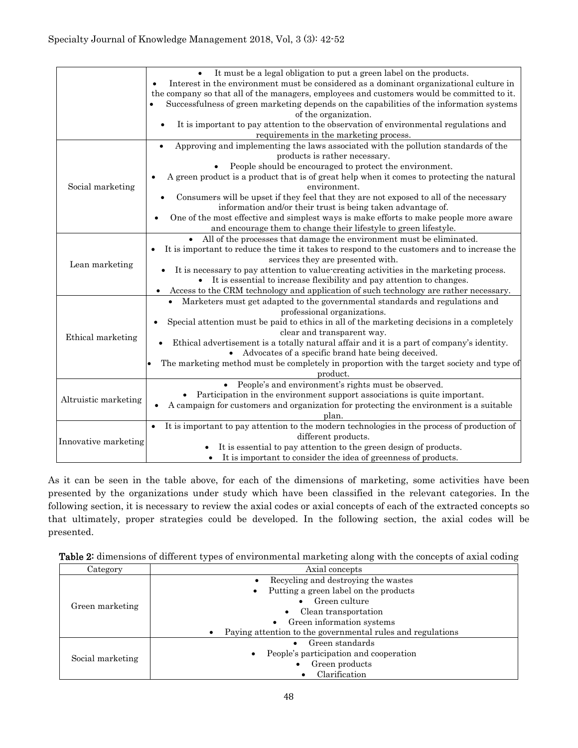| | |
|---|---|
| | • It must be a legal obligation to put a green label on the products.<br>• Interest in the environment must be considered as a dominant organizational culture in the company so that all of the managers, employees and customers would be committed to it.<br>• Successfulness of green marketing depends on the capabilities of the information systems of the organization.<br>• It is important to pay attention to the observation of environmental regulations and requirements in the marketing process. |
| Social marketing | • Approving and implementing the laws associated with the pollution standards of the products is rather necessary.<br>• People should be encouraged to protect the environment.<br>• A green product is a product that is of great help when it comes to protecting the natural environment.<br>• Consumers will be upset if they feel that they are not exposed to all of the necessary information and/or their trust is being taken advantage of.<br>• One of the most effective and simplest ways is make efforts to make people more aware and encourage them to change their lifestyle to green lifestyle. |
| Lean marketing | • All of the processes that damage the environment must be eliminated.<br>• It is important to reduce the time it takes to respond to the customers and to increase the services they are presented with.<br>• It is necessary to pay attention to value-creating activities in the marketing process.<br>• It is essential to increase flexibility and pay attention to changes.<br>• Access to the CRM technology and application of such technology are rather necessary. |
| Ethical marketing | • Marketers must get adapted to the governmental standards and regulations and professional organizations.<br>• Special attention must be paid to ethics in all of the marketing decisions in a completely clear and transparent way.<br>• Ethical advertisement is a totally natural affair and it is a part of company's identity.<br>• Advocates of a specific brand hate being deceived.<br>• The marketing method must be completely in proportion with the target society and type of product. |
| Altruistic marketing | • People's and environment's rights must be observed.<br>• Participation in the environment support associations is quite important.<br>• A campaign for customers and organization for protecting the environment is a suitable plan. |
| Innovative marketing | • It is important to pay attention to the modern technologies in the process of production of different products.<br>• It is essential to pay attention to the green design of products.<br>• It is important to consider the idea of greenness of products. |

As it can be seen in the table above, for each of the dimensions of marketing, some activities have been presented by the organizations under study which have been classified in the relevant categories. In the following section, it is necessary to review the axial codes or axial concepts of each of the extracted concepts so that ultimately, proper strategies could be developed. In the following section, the axial codes will be presented.

**Table 2:** dimensions of different types of environmental marketing along with the concepts of axial coding

| Category | Axial concepts |
|---|---|
| Green marketing | • Recycling and destroying the wastes<br>• Putting a green label on the products<br>• Green culture<br>• Clean transportation<br>• Green information systems<br>• Paying attention to the governmental rules and regulations |
| Social marketing | • Green standards<br>• People's participation and cooperation<br>• Green products<br>• Clarification |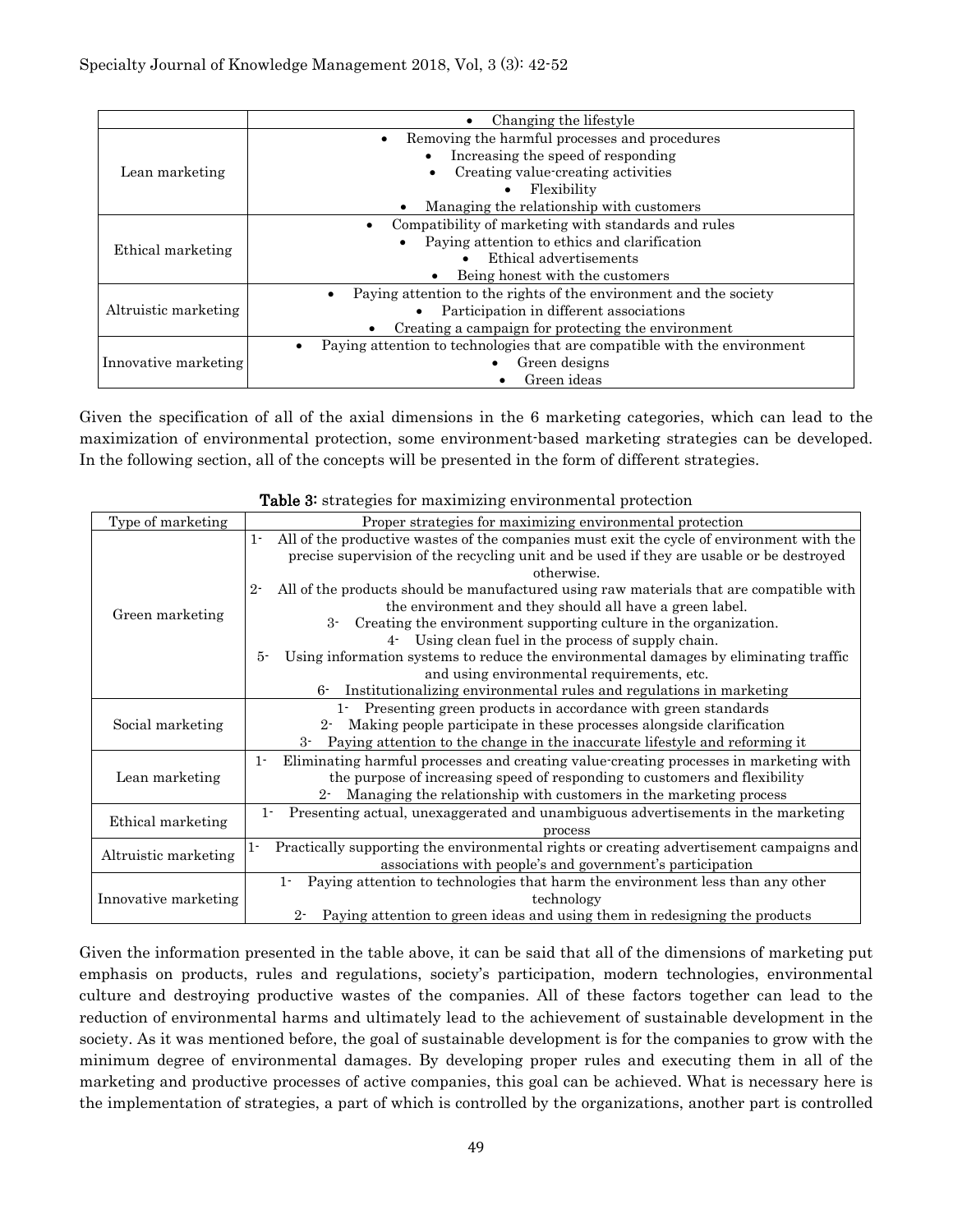| | |
|---|---|
| | • Changing the lifestyle |
| Lean marketing | • Removing the harmful processes and procedures<br>• Increasing the speed of responding<br>• Creating value-creating activities<br>• Flexibility<br>• Managing the relationship with customers |
| Ethical marketing | • Compatibility of marketing with standards and rules<br>• Paying attention to ethics and clarification<br>• Ethical advertisements<br>• Being honest with the customers |
| Altruistic marketing | • Paying attention to the rights of the environment and the society<br>• Participation in different associations<br>• Creating a campaign for protecting the environment |
| Innovative marketing | • Paying attention to technologies that are compatible with the environment<br>• Green designs<br>• Green ideas |

Given the specification of all of the axial dimensions in the 6 marketing categories, which can lead to the maximization of environmental protection, some environment-based marketing strategies can be developed. In the following section, all of the concepts will be presented in the form of different strategies.

**Table 3:** strategies for maximizing environmental protection

| Type of marketing | Proper strategies for maximizing environmental protection |
|---|---|
| Green marketing | 1- All of the productive wastes of the companies must exit the cycle of environment with the precise supervision of the recycling unit and be used if they are usable or be destroyed otherwise.<br>2- All of the products should be manufactured using raw materials that are compatible with the environment and they should all have a green label.<br>3- Creating the environment supporting culture in the organization.<br>4- Using clean fuel in the process of supply chain.<br>5- Using information systems to reduce the environmental damages by eliminating traffic and using environmental requirements, etc.<br>6- Institutionalizing environmental rules and regulations in marketing |
| Social marketing | 1- Presenting green products in accordance with green standards<br>2- Making people participate in these processes alongside clarification<br>3- Paying attention to the change in the inaccurate lifestyle and reforming it |
| Lean marketing | 1- Eliminating harmful processes and creating value-creating processes in marketing with the purpose of increasing speed of responding to customers and flexibility<br>2- Managing the relationship with customers in the marketing process |
| Ethical marketing | 1- Presenting actual, unexaggerated and unambiguous advertisements in the marketing process |
| Altruistic marketing | 1- Practically supporting the environmental rights or creating advertisement campaigns and associations with people's and government's participation |
| Innovative marketing | 1- Paying attention to technologies that harm the environment less than any other technology<br>2- Paying attention to green ideas and using them in redesigning the products |

Given the information presented in the table above, it can be said that all of the dimensions of marketing put emphasis on products, rules and regulations, society's participation, modern technologies, environmental culture and destroying productive wastes of the companies. All of these factors together can lead to the reduction of environmental harms and ultimately lead to the achievement of sustainable development in the society. As it was mentioned before, the goal of sustainable development is for the companies to grow with the minimum degree of environmental damages. By developing proper rules and executing them in all of the marketing and productive processes of active companies, this goal can be achieved. What is necessary here is the implementation of strategies, a part of which is controlled by the organizations, another part is controlled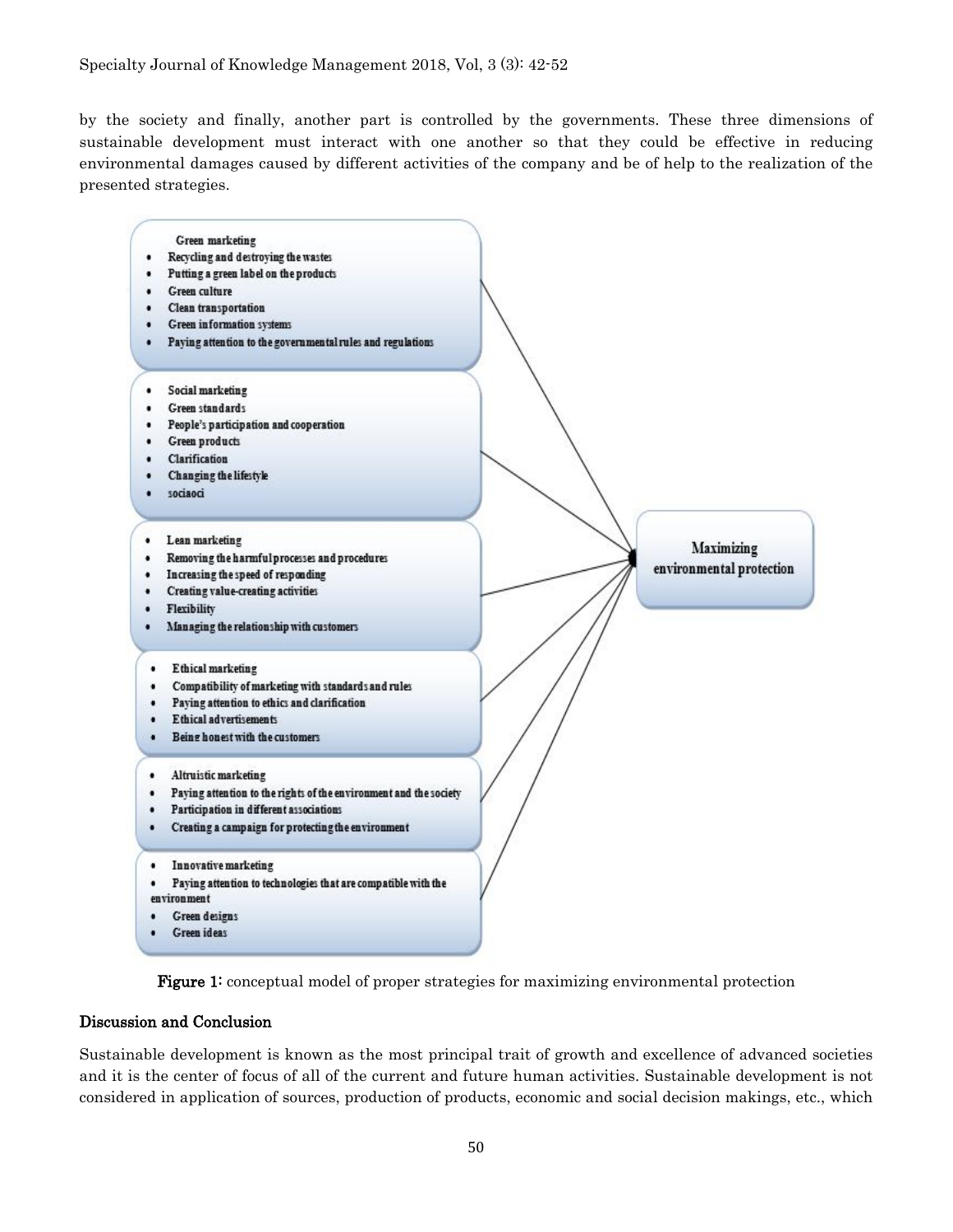by the society and finally, another part is controlled by the governments. These three dimensions of sustainable development must interact with one another so that they could be effective in reducing environmental damages caused by different activities of the company and be of help to the realization of the presented strategies.

Green marketing
- Recycling and destroying the wastes
- Putting a green label on the products
- Green culture
- Clean transportation
- Green information systems
- Paying attention to the governmental rules and regulations

- Social marketing
- Green standards
- People's participation and cooperation
- Green products
- Clarification
- Changing the lifestyle
- sociaoci

- Lean marketing
- Removing the harmful processes and procedures
- Increasing the speed of responding
- Creating value-creating activities
- Flexibility
- Managing the relationship with customers

- Ethical marketing
- Compatibility of marketing with standards and rules
- Paying attention to ethics and clarification
- Ethical advertisements
- Being honest with the customers

- Altruistic marketing
- Paying attention to the rights of the environment and the society
- Participation in different associations
- Creating a campaign for protecting the environment

- Innovative marketing
- Paying attention to technologies that are compatible with the environment
- Green designs
- Green ideas

Maximizing environmental protection

**Figure 1:** conceptual model of proper strategies for maximizing environmental protection

## Discussion and Conclusion

Sustainable development is known as the most principal trait of growth and excellence of advanced societies and it is the center of focus of all of the current and future human activities. Sustainable development is not considered in application of sources, production of products, economic and social decision makings, etc., which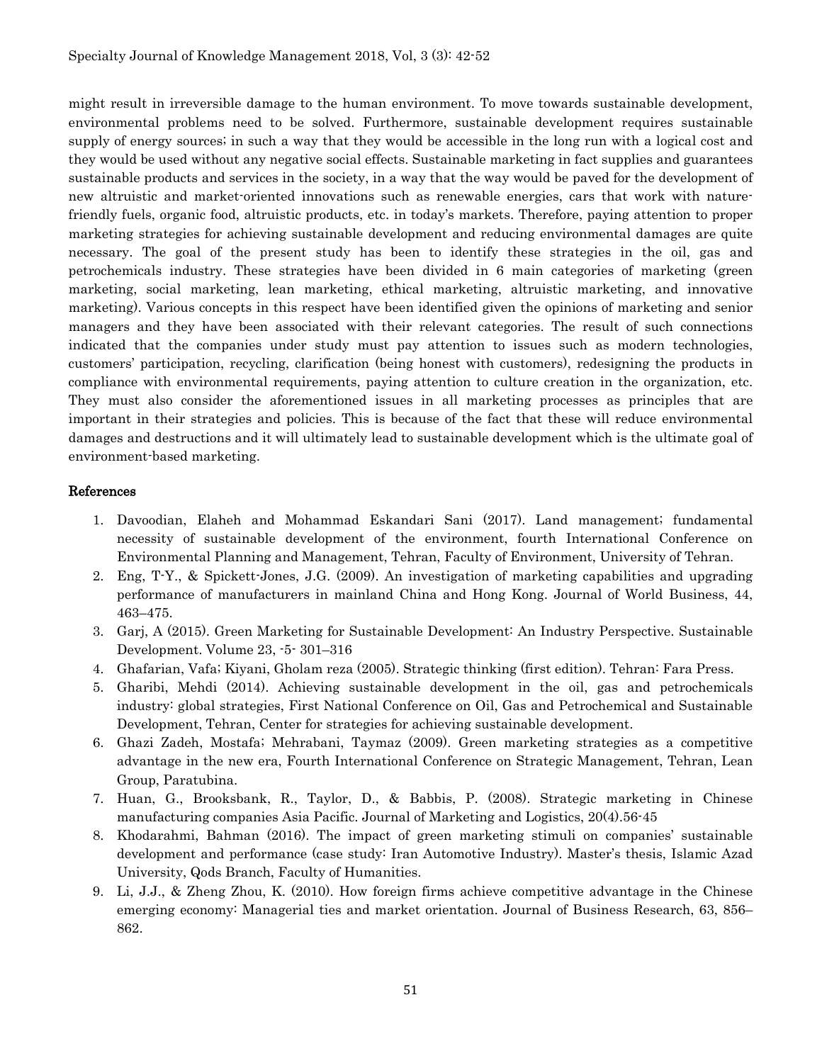might result in irreversible damage to the human environment. To move towards sustainable development, environmental problems need to be solved. Furthermore, sustainable development requires sustainable supply of energy sources; in such a way that they would be accessible in the long run with a logical cost and they would be used without any negative social effects. Sustainable marketing in fact supplies and guarantees sustainable products and services in the society, in a way that the way would be paved for the development of new altruistic and market-oriented innovations such as renewable energies, cars that work with nature-friendly fuels, organic food, altruistic products, etc. in today's markets. Therefore, paying attention to proper marketing strategies for achieving sustainable development and reducing environmental damages are quite necessary. The goal of the present study has been to identify these strategies in the oil, gas and petrochemicals industry. These strategies have been divided in 6 main categories of marketing (green marketing, social marketing, lean marketing, ethical marketing, altruistic marketing, and innovative marketing). Various concepts in this respect have been identified given the opinions of marketing and senior managers and they have been associated with their relevant categories. The result of such connections indicated that the companies under study must pay attention to issues such as modern technologies, customers' participation, recycling, clarification (being honest with customers), redesigning the products in compliance with environmental requirements, paying attention to culture creation in the organization, etc. They must also consider the aforementioned issues in all marketing processes as principles that are important in their strategies and policies. This is because of the fact that these will reduce environmental damages and destructions and it will ultimately lead to sustainable development which is the ultimate goal of environment-based marketing.

## References

1. Davoodian, Elaheh and Mohammad Eskandari Sani (2017). Land management; fundamental necessity of sustainable development of the environment, fourth International Conference on Environmental Planning and Management, Tehran, Faculty of Environment, University of Tehran.
2. Eng, T-Y., & Spickett-Jones, J.G. (2009). An investigation of marketing capabilities and upgrading performance of manufacturers in mainland China and Hong Kong. Journal of World Business, 44, 463–475.
3. Garj, A (2015). Green Marketing for Sustainable Development: An Industry Perspective. Sustainable Development. Volume 23, -5- 301–316
4. Ghafarian, Vafa; Kiyani, Gholam reza (2005). Strategic thinking (first edition). Tehran: Fara Press.
5. Gharibi, Mehdi (2014). Achieving sustainable development in the oil, gas and petrochemicals industry: global strategies, First National Conference on Oil, Gas and Petrochemical and Sustainable Development, Tehran, Center for strategies for achieving sustainable development.
6. Ghazi Zadeh, Mostafa; Mehrabani, Taymaz (2009). Green marketing strategies as a competitive advantage in the new era, Fourth International Conference on Strategic Management, Tehran, Lean Group, Paratubina.
7. Huan, G., Brooksbank, R., Taylor, D., & Babbis, P. (2008). Strategic marketing in Chinese manufacturing companies Asia Pacific. Journal of Marketing and Logistics, 20(4).56-45
8. Khodarahmi, Bahman (2016). The impact of green marketing stimuli on companies' sustainable development and performance (case study: Iran Automotive Industry). Master's thesis, Islamic Azad University, Qods Branch, Faculty of Humanities.
9. Li, J.J., & Zheng Zhou, K. (2010). How foreign firms achieve competitive advantage in the Chinese emerging economy: Managerial ties and market orientation. Journal of Business Research, 63, 856–862.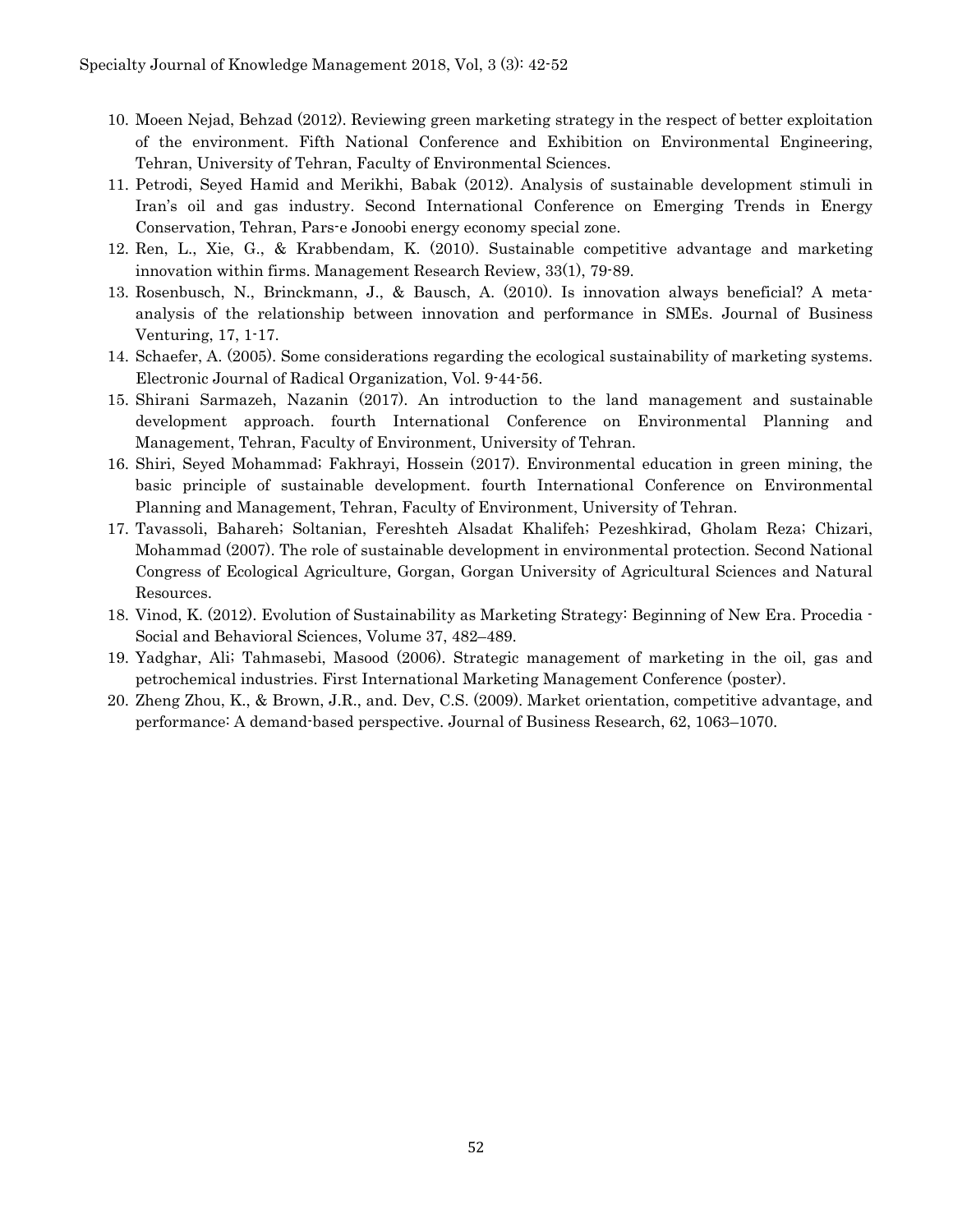10. Moeen Nejad, Behzad (2012). Reviewing green marketing strategy in the respect of better exploitation of the environment. Fifth National Conference and Exhibition on Environmental Engineering, Tehran, University of Tehran, Faculty of Environmental Sciences.
11. Petrodi, Seyed Hamid and Merikhi, Babak (2012). Analysis of sustainable development stimuli in Iran's oil and gas industry. Second International Conference on Emerging Trends in Energy Conservation, Tehran, Pars-e Jonoobi energy economy special zone.
12. Ren, L., Xie, G., & Krabbendam, K. (2010). Sustainable competitive advantage and marketing innovation within firms. Management Research Review, 33(1), 79-89.
13. Rosenbusch, N., Brinckmann, J., & Bausch, A. (2010). Is innovation always beneficial? A meta-analysis of the relationship between innovation and performance in SMEs. Journal of Business Venturing, 17, 1-17.
14. Schaefer, A. (2005). Some considerations regarding the ecological sustainability of marketing systems. Electronic Journal of Radical Organization, Vol. 9-44-56.
15. Shirani Sarmazeh, Nazanin (2017). An introduction to the land management and sustainable development approach. fourth International Conference on Environmental Planning and Management, Tehran, Faculty of Environment, University of Tehran.
16. Shiri, Seyed Mohammad; Fakhrayi, Hossein (2017). Environmental education in green mining, the basic principle of sustainable development. fourth International Conference on Environmental Planning and Management, Tehran, Faculty of Environment, University of Tehran.
17. Tavassoli, Bahareh; Soltanian, Fereshteh Alsadat Khalifeh; Pezeshkirad, Gholam Reza; Chizari, Mohammad (2007). The role of sustainable development in environmental protection. Second National Congress of Ecological Agriculture, Gorgan, Gorgan University of Agricultural Sciences and Natural Resources.
18. Vinod, K. (2012). Evolution of Sustainability as Marketing Strategy: Beginning of New Era. Procedia - Social and Behavioral Sciences, Volume 37, 482–489.
19. Yadghar, Ali; Tahmasebi, Masood (2006). Strategic management of marketing in the oil, gas and petrochemical industries. First International Marketing Management Conference (poster).
20. Zheng Zhou, K., & Brown, J.R., and. Dev, C.S. (2009). Market orientation, competitive advantage, and performance: A demand-based perspective. Journal of Business Research, 62, 1063–1070.